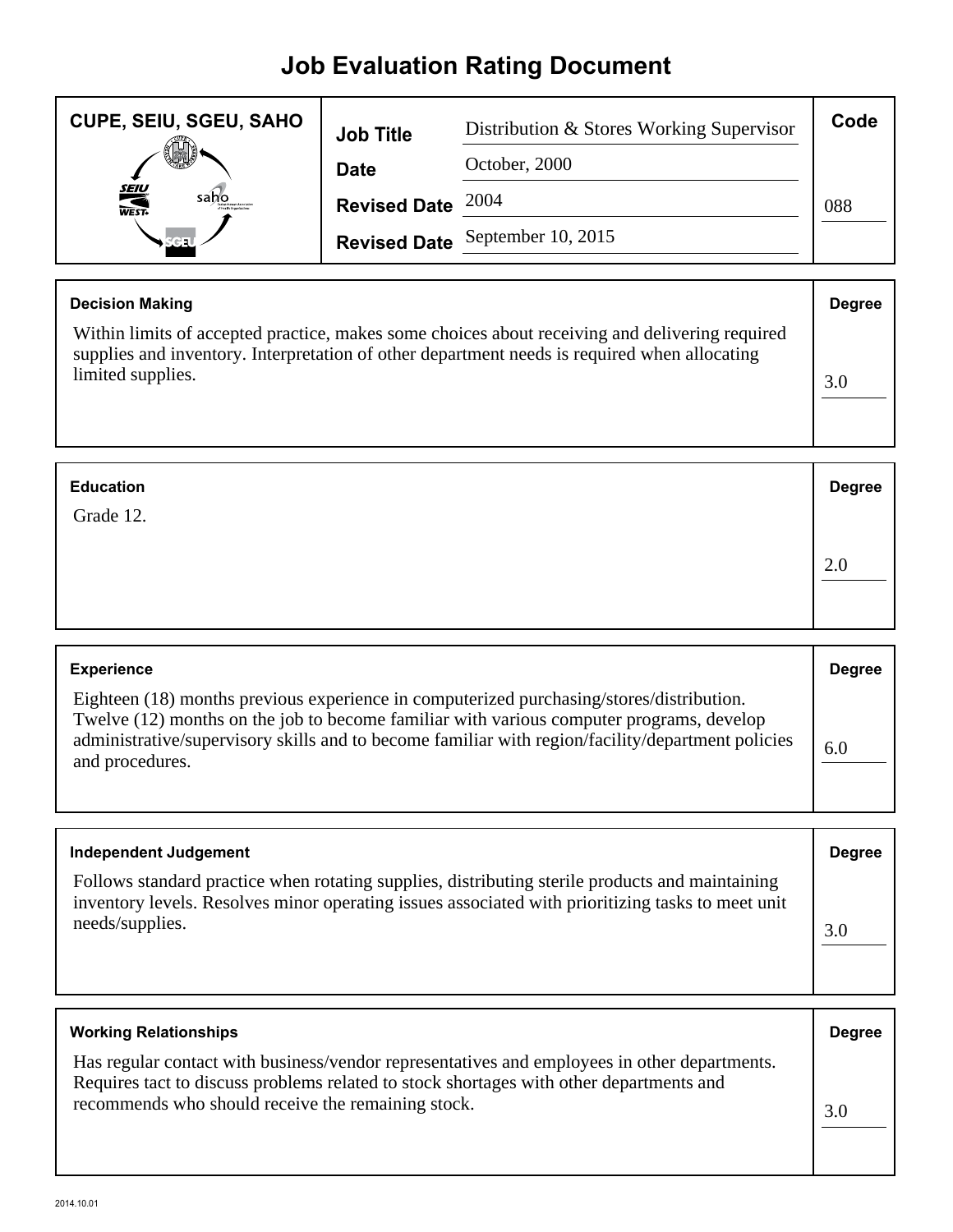# Job Evaluation Rating Document

| CUPE, SEIU, SGEU, SAHO | | | Code |
|---|---|---|---|
| | **Job Title** | Distribution & Stores Working Supervisor | |
| | **Date** | October, 2000 | |
| | **Revised Date** | 2004 | 088 |
| | **Revised Date** | September 10, 2015 | |

| Decision Making | Degree |
|---|---|
| Within limits of accepted practice, makes some choices about receiving and delivering required supplies and inventory. Interpretation of other department needs is required when allocating limited supplies. | 3.0 |

| Education | Degree |
|---|---|
| Grade 12. | 2.0 |

| Experience | Degree |
|---|---|
| Eighteen (18) months previous experience in computerized purchasing/stores/distribution. Twelve (12) months on the job to become familiar with various computer programs, develop administrative/supervisory skills and to become familiar with region/facility/department policies and procedures. | 6.0 |

| Independent Judgement | Degree |
|---|---|
| Follows standard practice when rotating supplies, distributing sterile products and maintaining inventory levels. Resolves minor operating issues associated with prioritizing tasks to meet unit needs/supplies. | 3.0 |

| Working Relationships | Degree |
|---|---|
| Has regular contact with business/vendor representatives and employees in other departments. Requires tact to discuss problems related to stock shortages with other departments and recommends who should receive the remaining stock. | 3.0 |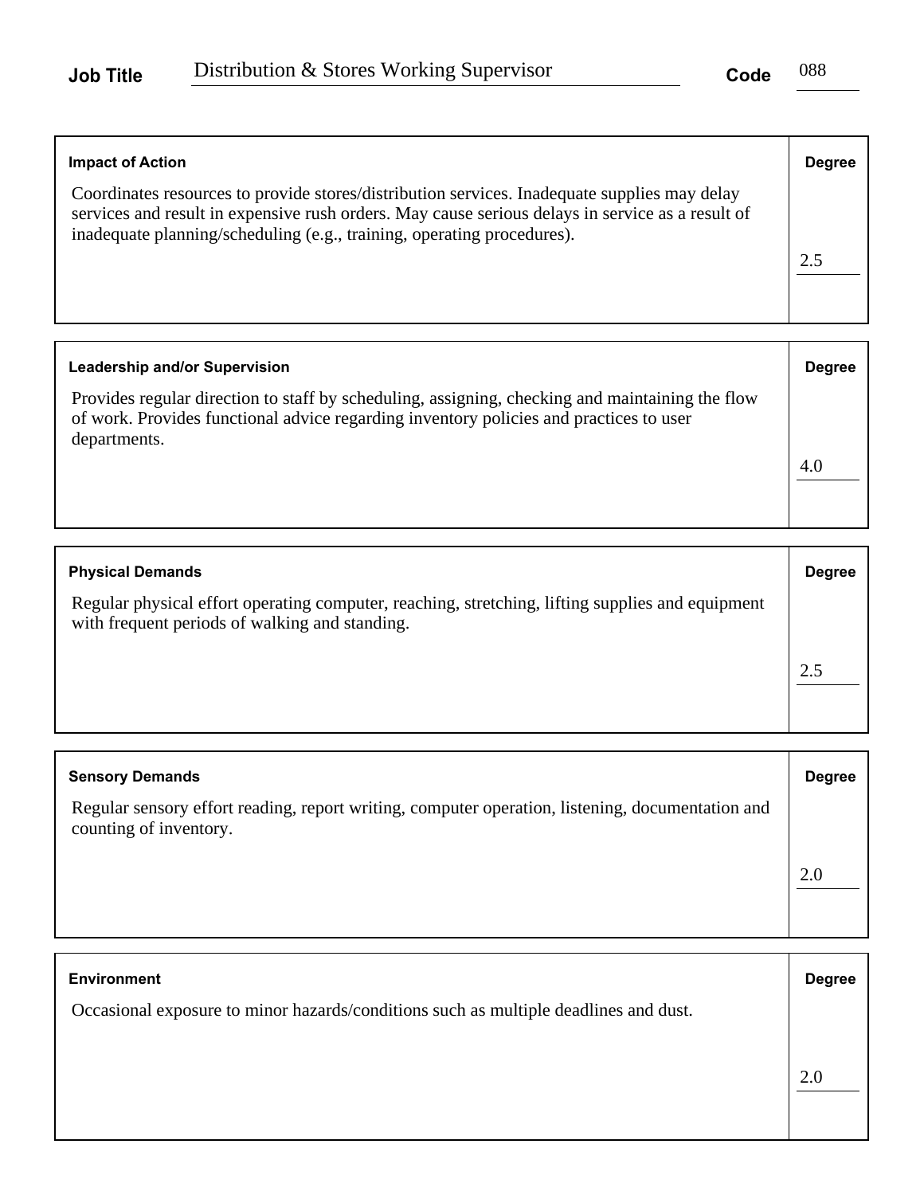**Job Title** Distribution & Stores Working Supervisor **Code** 088

| Impact of Action | Degree |
| --- | --- |
| Coordinates resources to provide stores/distribution services. Inadequate supplies may delay services and result in expensive rush orders. May cause serious delays in service as a result of inadequate planning/scheduling (e.g., training, operating procedures). | 2.5 |

| Leadership and/or Supervision | Degree |
| --- | --- |
| Provides regular direction to staff by scheduling, assigning, checking and maintaining the flow of work. Provides functional advice regarding inventory policies and practices to user departments. | 4.0 |

| Physical Demands | Degree |
| --- | --- |
| Regular physical effort operating computer, reaching, stretching, lifting supplies and equipment with frequent periods of walking and standing. | 2.5 |

| Sensory Demands | Degree |
| --- | --- |
| Regular sensory effort reading, report writing, computer operation, listening, documentation and counting of inventory. | 2.0 |

| Environment | Degree |
| --- | --- |
| Occasional exposure to minor hazards/conditions such as multiple deadlines and dust. | 2.0 |